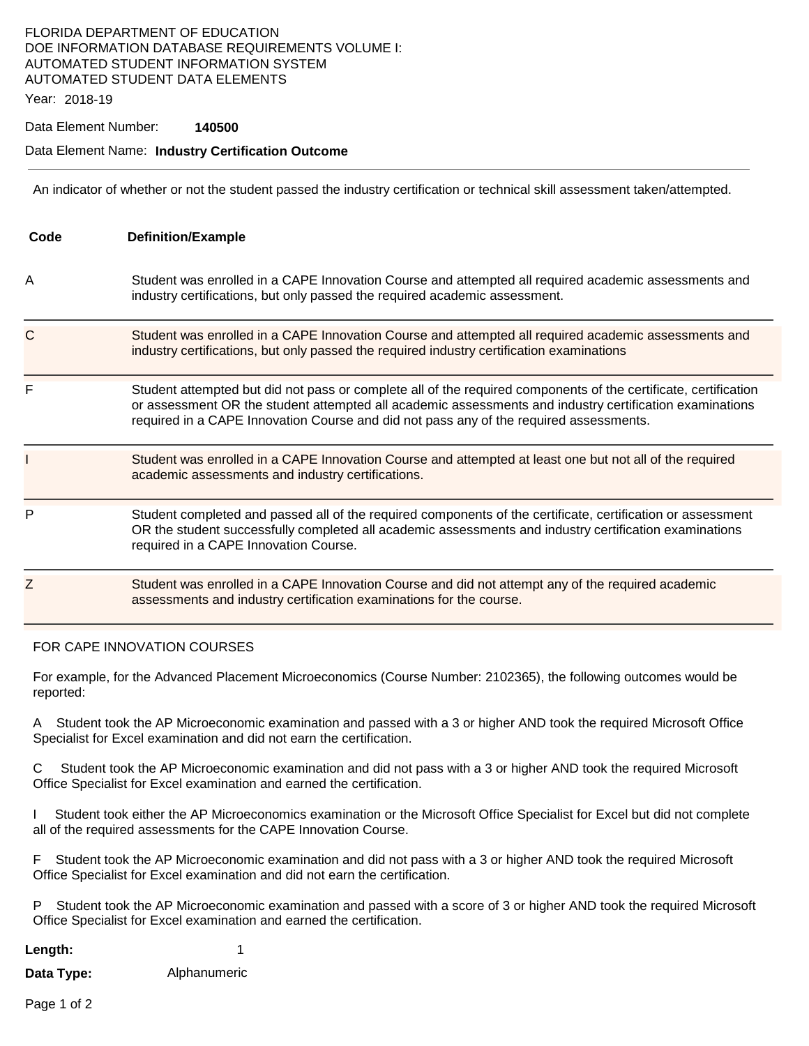FLORIDA DEPARTMENT OF EDUCATION
DOE INFORMATION DATABASE REQUIREMENTS VOLUME I:
AUTOMATED STUDENT INFORMATION SYSTEM
AUTOMATED STUDENT DATA ELEMENTS

Year: 2018-19

Data Element Number: **140500**

Data Element Name: **Industry Certification Outcome**

---

An indicator of whether or not the student passed the industry certification or technical skill assessment taken/attempted.

| Code | Definition/Example |
| --- | --- |
| A | Student was enrolled in a CAPE Innovation Course and attempted all required academic assessments and industry certifications, but only passed the required academic assessment. |
| C | Student was enrolled in a CAPE Innovation Course and attempted all required academic assessments and industry certifications, but only passed the required industry certification examinations |
| F | Student attempted but did not pass or complete all of the required components of the certificate, certification or assessment OR the student attempted all academic assessments and industry certification examinations required in a CAPE Innovation Course and did not pass any of the required assessments. |
| I | Student was enrolled in a CAPE Innovation Course and attempted at least one but not all of the required academic assessments and industry certifications. |
| P | Student completed and passed all of the required components of the certificate, certification or assessment OR the student successfully completed all academic assessments and industry certification examinations required in a CAPE Innovation Course. |
| Z | Student was enrolled in a CAPE Innovation Course and did not attempt any of the required academic assessments and industry certification examinations for the course. |

FOR CAPE INNOVATION COURSES

For example, for the Advanced Placement Microeconomics (Course Number: 2102365), the following outcomes would be reported:

A Student took the AP Microeconomic examination and passed with a 3 or higher AND took the required Microsoft Office Specialist for Excel examination and did not earn the certification.

C Student took the AP Microeconomic examination and did not pass with a 3 or higher AND took the required Microsoft Office Specialist for Excel examination and earned the certification.

I Student took either the AP Microeconomics examination or the Microsoft Office Specialist for Excel but did not complete all of the required assessments for the CAPE Innovation Course.

F Student took the AP Microeconomic examination and did not pass with a 3 or higher AND took the required Microsoft Office Specialist for Excel examination and did not earn the certification.

P Student took the AP Microeconomic examination and passed with a score of 3 or higher AND took the required Microsoft Office Specialist for Excel examination and earned the certification.

**Length:** 1

**Data Type:** Alphanumeric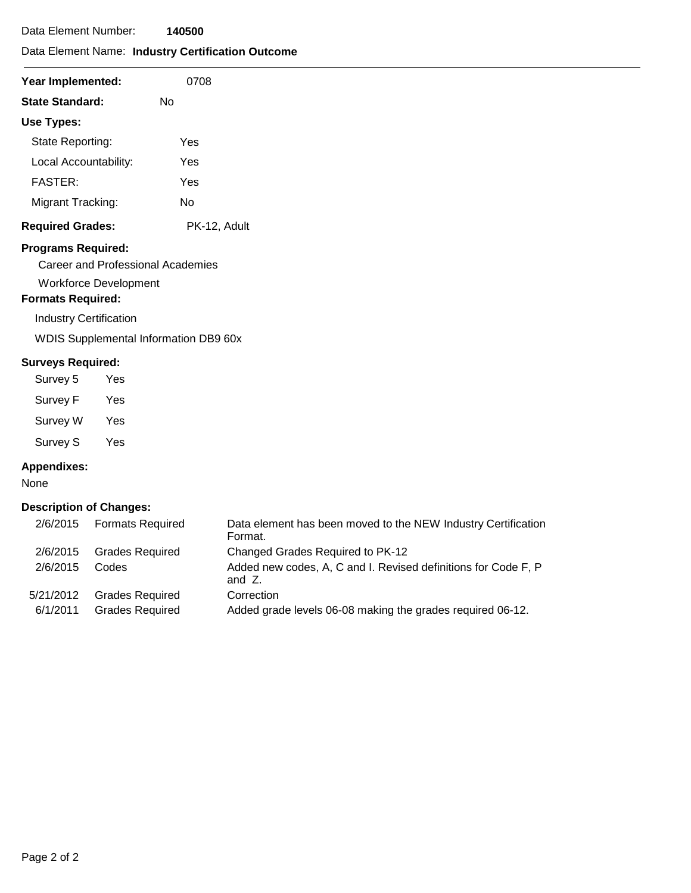Data Element Number: **140500**

Data Element Name: **Industry Certification Outcome**

---

**Year Implemented:** 0708

**State Standard:** No

**Use Types:**

| | |
|---|---|
| State Reporting: | Yes |
| Local Accountability: | Yes |
| FASTER: | Yes |
| Migrant Tracking: | No |

**Required Grades:** PK-12, Adult

**Programs Required:**

Career and Professional Academies

Workforce Development

**Formats Required:**

Industry Certification

WDIS Supplemental Information DB9 60x

**Surveys Required:**

| | |
|---|---|
| Survey 5 | Yes |
| Survey F | Yes |
| Survey W | Yes |
| Survey S | Yes |

**Appendixes:**

None

**Description of Changes:**

| | | |
|---|---|---|
| 2/6/2015 | Formats Required | Data element has been moved to the NEW Industry Certification Format. |
| 2/6/2015 | Grades Required | Changed Grades Required to PK-12 |
| 2/6/2015 | Codes | Added new codes, A, C and I. Revised definitions for Code F, P and Z. |
| 5/21/2012 | Grades Required | Correction |
| 6/1/2011 | Grades Required | Added grade levels 06-08 making the grades required 06-12. |